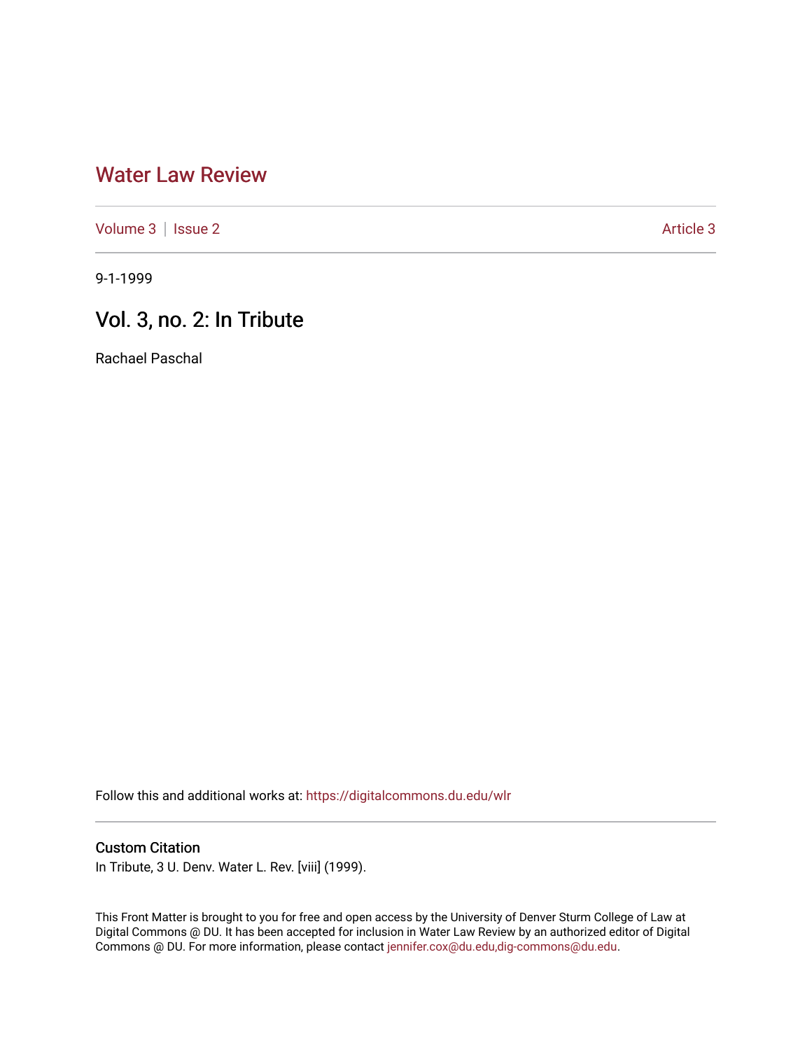# Water Law Review

Volume 3 | Issue 2 Article 3

9-1-1999

## Vol. 3, no. 2: In Tribute

Rachael Paschal

Follow this and additional works at: https://digitalcommons.du.edu/wlr

### Custom Citation

In Tribute, 3 U. Denv. Water L. Rev. [viii] (1999).

This Front Matter is brought to you for free and open access by the University of Denver Sturm College of Law at Digital Commons @ DU. It has been accepted for inclusion in Water Law Review by an authorized editor of Digital Commons @ DU. For more information, please contact jennifer.cox@du.edu,dig-commons@du.edu.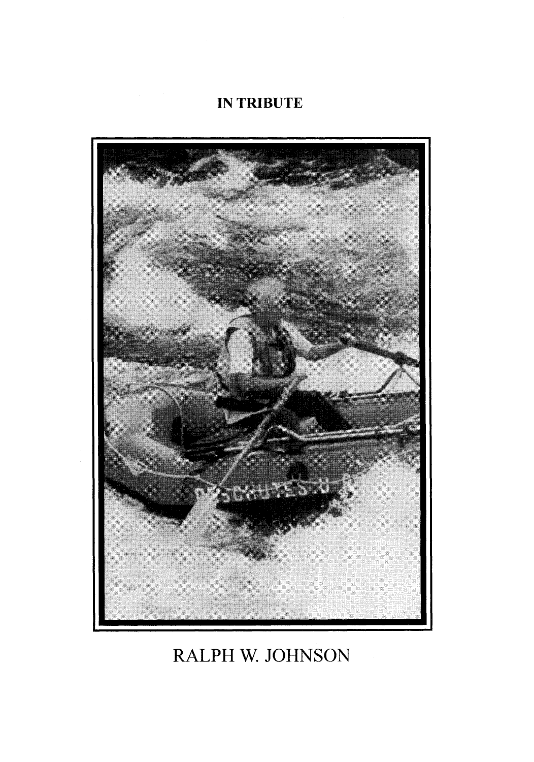**IN TRIBUTE**

RALPH W. JOHNSON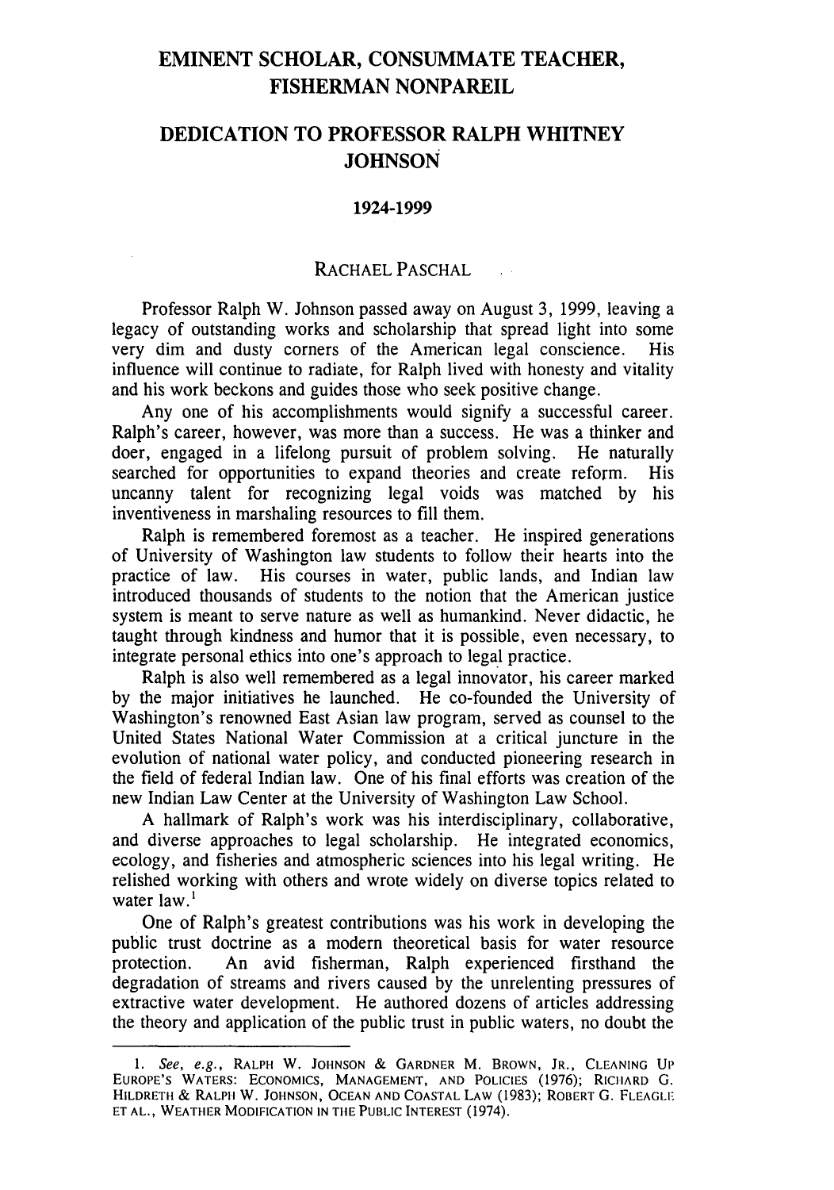# EMINENT SCHOLAR, CONSUMMATE TEACHER, FISHERMAN NONPAREIL

## DEDICATION TO PROFESSOR RALPH WHITNEY JOHNSON

### 1924-1999

RACHAEL PASCHAL

Professor Ralph W. Johnson passed away on August 3, 1999, leaving a legacy of outstanding works and scholarship that spread light into some very dim and dusty corners of the American legal conscience. His influence will continue to radiate, for Ralph lived with honesty and vitality and his work beckons and guides those who seek positive change.

Any one of his accomplishments would signify a successful career. Ralph's career, however, was more than a success. He was a thinker and doer, engaged in a lifelong pursuit of problem solving. He naturally searched for opportunities to expand theories and create reform. His uncanny talent for recognizing legal voids was matched by his inventiveness in marshaling resources to fill them.

Ralph is remembered foremost as a teacher. He inspired generations of University of Washington law students to follow their hearts into the practice of law. His courses in water, public lands, and Indian law introduced thousands of students to the notion that the American justice system is meant to serve nature as well as humankind. Never didactic, he taught through kindness and humor that it is possible, even necessary, to integrate personal ethics into one's approach to legal practice.

Ralph is also well remembered as a legal innovator, his career marked by the major initiatives he launched. He co-founded the University of Washington's renowned East Asian law program, served as counsel to the United States National Water Commission at a critical juncture in the evolution of national water policy, and conducted pioneering research in the field of federal Indian law. One of his final efforts was creation of the new Indian Law Center at the University of Washington Law School.

A hallmark of Ralph's work was his interdisciplinary, collaborative, and diverse approaches to legal scholarship. He integrated economics, ecology, and fisheries and atmospheric sciences into his legal writing. He relished working with others and wrote widely on diverse topics related to water law.[1]

One of Ralph's greatest contributions was his work in developing the public trust doctrine as a modern theoretical basis for water resource protection. An avid fisherman, Ralph experienced firsthand the degradation of streams and rivers caused by the unrelenting pressures of extractive water development. He authored dozens of articles addressing the theory and application of the public trust in public waters, no doubt the

---

1. *See, e.g.*, RALPH W. JOHNSON & GARDNER M. BROWN, JR., CLEANING UP EUROPE'S WATERS: ECONOMICS, MANAGEMENT, AND POLICIES (1976); RICHARD G. HILDRETH & RALPH W. JOHNSON, OCEAN AND COASTAL LAW (1983); ROBERT G. FLEAGLE ET AL., WEATHER MODIFICATION IN THE PUBLIC INTEREST (1974).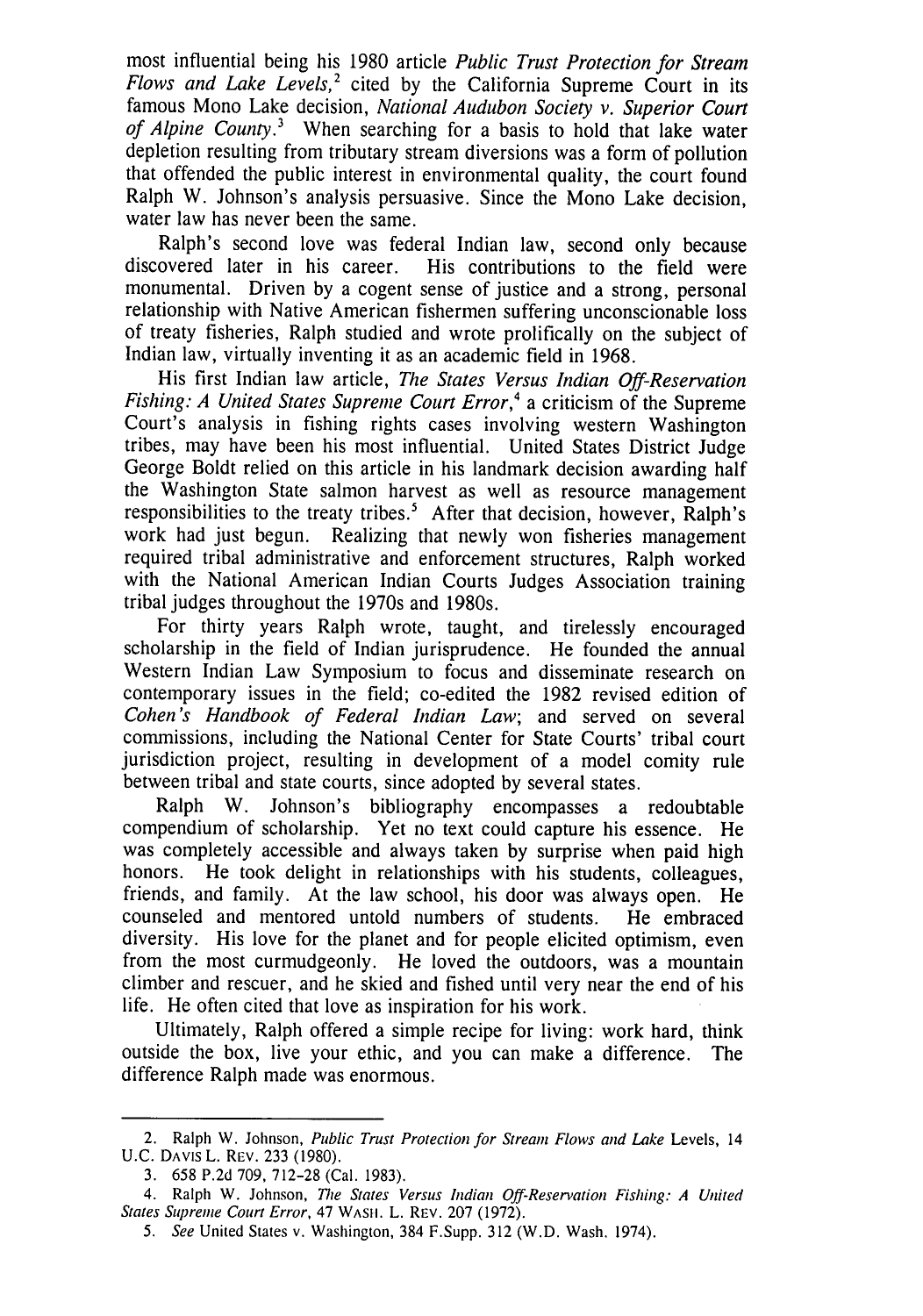most influential being his 1980 article *Public Trust Protection for Stream Flows and Lake Levels,*[2] cited by the California Supreme Court in its famous Mono Lake decision, *National Audubon Society v. Superior Court of Alpine County*.[3] When searching for a basis to hold that lake water depletion resulting from tributary stream diversions was a form of pollution that offended the public interest in environmental quality, the court found Ralph W. Johnson's analysis persuasive. Since the Mono Lake decision, water law has never been the same.

Ralph's second love was federal Indian law, second only because discovered later in his career. His contributions to the field were monumental. Driven by a cogent sense of justice and a strong, personal relationship with Native American fishermen suffering unconscionable loss of treaty fisheries, Ralph studied and wrote prolifically on the subject of Indian law, virtually inventing it as an academic field in 1968.

His first Indian law article, *The States Versus Indian Off-Reservation Fishing: A United States Supreme Court Error*,[4] a criticism of the Supreme Court's analysis in fishing rights cases involving western Washington tribes, may have been his most influential. United States District Judge George Boldt relied on this article in his landmark decision awarding half the Washington State salmon harvest as well as resource management responsibilities to the treaty tribes.[5] After that decision, however, Ralph's work had just begun. Realizing that newly won fisheries management required tribal administrative and enforcement structures, Ralph worked with the National American Indian Courts Judges Association training tribal judges throughout the 1970s and 1980s.

For thirty years Ralph wrote, taught, and tirelessly encouraged scholarship in the field of Indian jurisprudence. He founded the annual Western Indian Law Symposium to focus and disseminate research on contemporary issues in the field; co-edited the 1982 revised edition of *Cohen's Handbook of Federal Indian Law*; and served on several commissions, including the National Center for State Courts' tribal court jurisdiction project, resulting in development of a model comity rule between tribal and state courts, since adopted by several states.

Ralph W. Johnson's bibliography encompasses a redoubtable compendium of scholarship. Yet no text could capture his essence. He was completely accessible and always taken by surprise when paid high honors. He took delight in relationships with his students, colleagues, friends, and family. At the law school, his door was always open. He counseled and mentored untold numbers of students. He embraced diversity. His love for the planet and for people elicited optimism, even from the most curmudgeonly. He loved the outdoors, was a mountain climber and rescuer, and he skied and fished until very near the end of his life. He often cited that love as inspiration for his work.

Ultimately, Ralph offered a simple recipe for living: work hard, think outside the box, live your ethic, and you can make a difference. The difference Ralph made was enormous.

---

2. Ralph W. Johnson, *Public Trust Protection for Stream Flows and Lake* Levels, 14 U.C. DAVIS L. REV. 233 (1980).

3. 658 P.2d 709, 712-28 (Cal. 1983).

4. Ralph W. Johnson, *The States Versus Indian Off-Reservation Fishing: A United States Supreme Court Error*, 47 WASH. L. REV. 207 (1972).

5. *See* United States v. Washington, 384 F.Supp. 312 (W.D. Wash. 1974).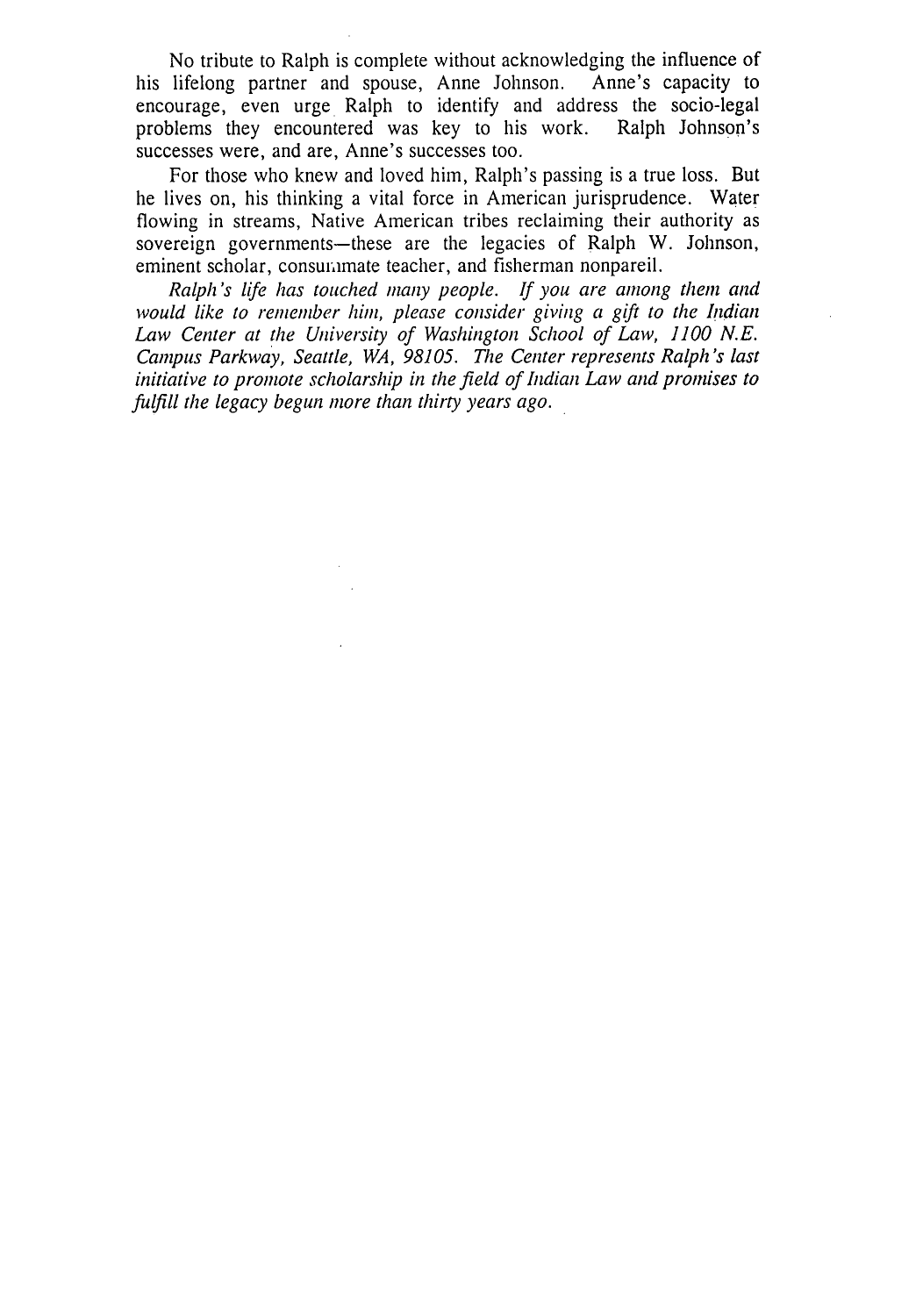No tribute to Ralph is complete without acknowledging the influence of his lifelong partner and spouse, Anne Johnson. Anne's capacity to encourage, even urge Ralph to identify and address the socio-legal problems they encountered was key to his work. Ralph Johnson's successes were, and are, Anne's successes too.

For those who knew and loved him, Ralph's passing is a true loss. But he lives on, his thinking a vital force in American jurisprudence. Water flowing in streams, Native American tribes reclaiming their authority as sovereign governments—these are the legacies of Ralph W. Johnson, eminent scholar, consummate teacher, and fisherman nonpareil.

*Ralph's life has touched many people. If you are among them and would like to remember him, please consider giving a gift to the Indian Law Center at the University of Washington School of Law, 1100 N.E. Campus Parkway, Seattle, WA, 98105. The Center represents Ralph's last initiative to promote scholarship in the field of Indian Law and promises to fulfill the legacy begun more than thirty years ago.*